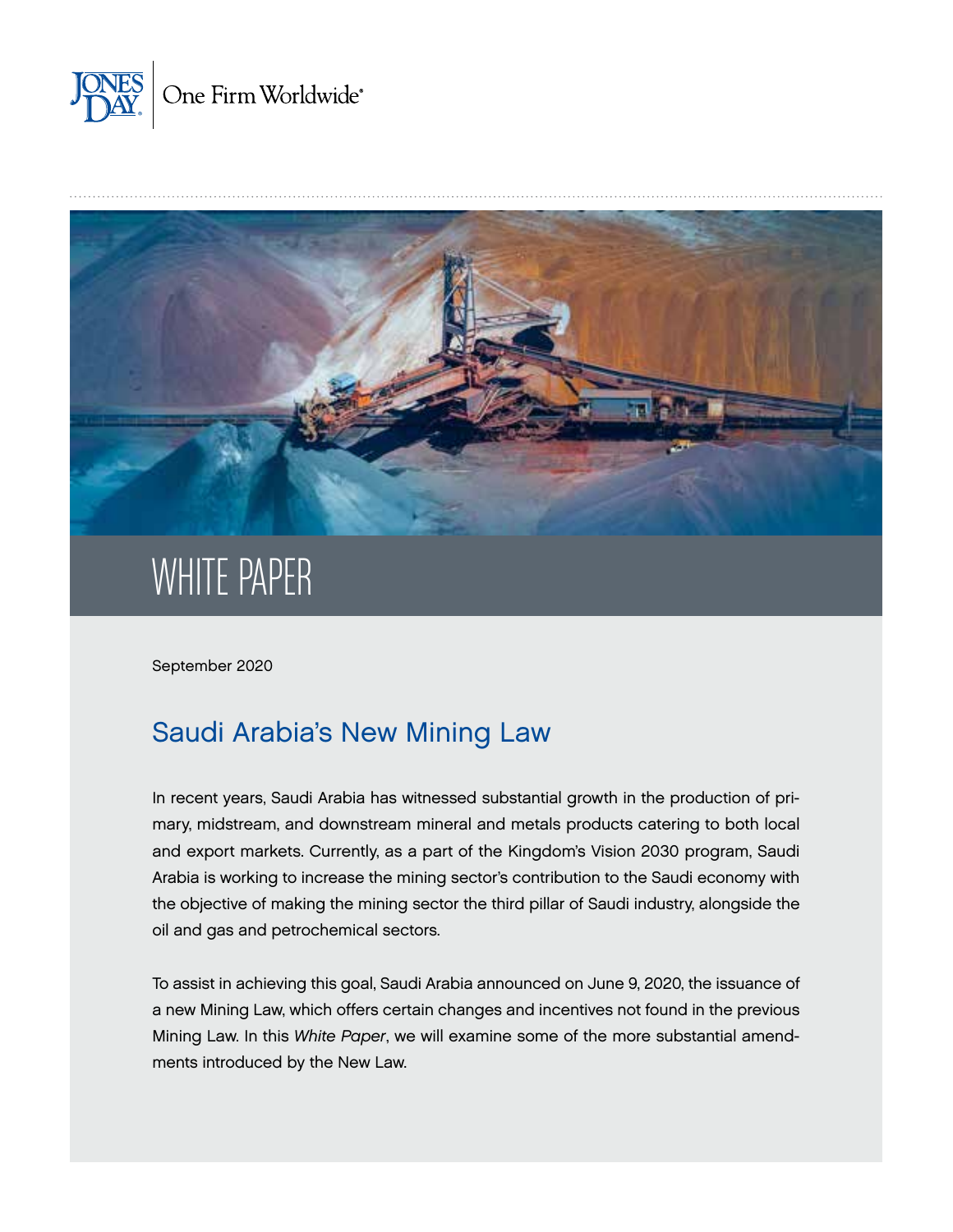WHITE PAPER

September 2020

# Saudi Arabia's New Mining Law

In recent years, Saudi Arabia has witnessed substantial growth in the production of primary, midstream, and downstream mineral and metals products catering to both local and export markets. Currently, as a part of the Kingdom's Vision 2030 program, Saudi Arabia is working to increase the mining sector's contribution to the Saudi economy with the objective of making the mining sector the third pillar of Saudi industry, alongside the oil and gas and petrochemical sectors.

To assist in achieving this goal, Saudi Arabia announced on June 9, 2020, the issuance of a new Mining Law, which offers certain changes and incentives not found in the previous Mining Law. In this *White Paper*, we will examine some of the more substantial amendments introduced by the New Law.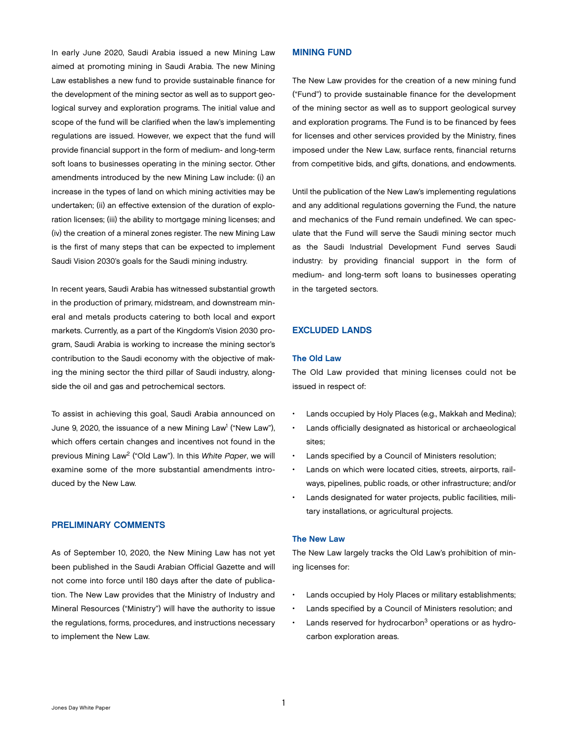In early June 2020, Saudi Arabia issued a new Mining Law aimed at promoting mining in Saudi Arabia. The new Mining Law establishes a new fund to provide sustainable finance for the development of the mining sector as well as to support geological survey and exploration programs. The initial value and scope of the fund will be clarified when the law's implementing regulations are issued. However, we expect that the fund will provide financial support in the form of medium- and long-term soft loans to businesses operating in the mining sector. Other amendments introduced by the new Mining Law include: (i) an increase in the types of land on which mining activities may be undertaken; (ii) an effective extension of the duration of exploration licenses; (iii) the ability to mortgage mining licenses; and (iv) the creation of a mineral zones register. The new Mining Law is the first of many steps that can be expected to implement Saudi Vision 2030's goals for the Saudi mining industry.

In recent years, Saudi Arabia has witnessed substantial growth in the production of primary, midstream, and downstream mineral and metals products catering to both local and export markets. Currently, as a part of the Kingdom's Vision 2030 program, Saudi Arabia is working to increase the mining sector's contribution to the Saudi economy with the objective of making the mining sector the third pillar of Saudi industry, alongside the oil and gas and petrochemical sectors.

To assist in achieving this goal, Saudi Arabia announced on June 9, 2020, the issuance of a new Mining Law[1] ("New Law"), which offers certain changes and incentives not found in the previous Mining Law[2] ("Old Law"). In this *White Paper*, we will examine some of the more substantial amendments introduced by the New Law.

## PRELIMINARY COMMENTS

As of September 10, 2020, the New Mining Law has not yet been published in the Saudi Arabian Official Gazette and will not come into force until 180 days after the date of publication. The New Law provides that the Ministry of Industry and Mineral Resources ("Ministry") will have the authority to issue the regulations, forms, procedures, and instructions necessary to implement the New Law.

## MINING FUND

The New Law provides for the creation of a new mining fund ("Fund") to provide sustainable finance for the development of the mining sector as well as to support geological survey and exploration programs. The Fund is to be financed by fees for licenses and other services provided by the Ministry, fines imposed under the New Law, surface rents, financial returns from competitive bids, and gifts, donations, and endowments.

Until the publication of the New Law's implementing regulations and any additional regulations governing the Fund, the nature and mechanics of the Fund remain undefined. We can speculate that the Fund will serve the Saudi mining sector much as the Saudi Industrial Development Fund serves Saudi industry: by providing financial support in the form of medium- and long-term soft loans to businesses operating in the targeted sectors.

## EXCLUDED LANDS

### The Old Law

The Old Law provided that mining licenses could not be issued in respect of:

- Lands occupied by Holy Places (e.g., Makkah and Medina);
- Lands officially designated as historical or archaeological sites;
- Lands specified by a Council of Ministers resolution;
- Lands on which were located cities, streets, airports, railways, pipelines, public roads, or other infrastructure; and/or
- Lands designated for water projects, public facilities, military installations, or agricultural projects.

### The New Law

The New Law largely tracks the Old Law's prohibition of mining licenses for:

- Lands occupied by Holy Places or military establishments;
- Lands specified by a Council of Ministers resolution; and
- Lands reserved for hydrocarbon[3] operations or as hydrocarbon exploration areas.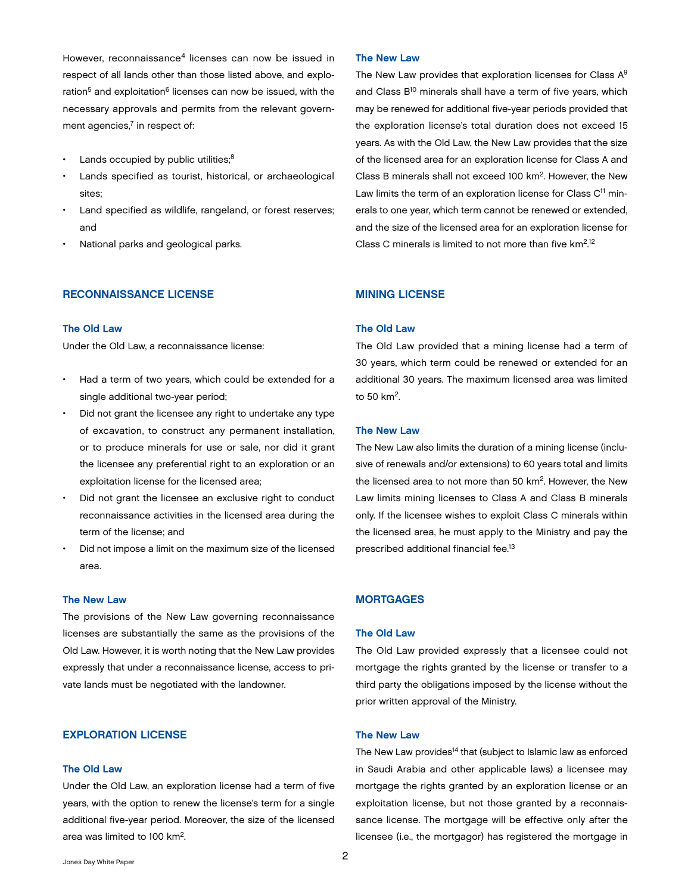However, reconnaissance[4] licenses can now be issued in respect of all lands other than those listed above, and exploration[5] and exploitation[6] licenses can now be issued, with the necessary approvals and permits from the relevant government agencies,[7] in respect of:

- Lands occupied by public utilities;[8]
- Lands specified as tourist, historical, or archaeological sites;
- Land specified as wildlife, rangeland, or forest reserves; and
- National parks and geological parks.

## RECONNAISSANCE LICENSE

### The Old Law

Under the Old Law, a reconnaissance license:

- Had a term of two years, which could be extended for a single additional two-year period;
- Did not grant the licensee any right to undertake any type of excavation, to construct any permanent installation, or to produce minerals for use or sale, nor did it grant the licensee any preferential right to an exploration or an exploitation license for the licensed area;
- Did not grant the licensee an exclusive right to conduct reconnaissance activities in the licensed area during the term of the license; and
- Did not impose a limit on the maximum size of the licensed area.

### The New Law

The provisions of the New Law governing reconnaissance licenses are substantially the same as the provisions of the Old Law. However, it is worth noting that the New Law provides expressly that under a reconnaissance license, access to private lands must be negotiated with the landowner.

## EXPLORATION LICENSE

### The Old Law

Under the Old Law, an exploration license had a term of five years, with the option to renew the license's term for a single additional five-year period. Moreover, the size of the licensed area was limited to 100 km$^2$.

### The New Law

The New Law provides that exploration licenses for Class A[9] and Class B[10] minerals shall have a term of five years, which may be renewed for additional five-year periods provided that the exploration license's total duration does not exceed 15 years. As with the Old Law, the New Law provides that the size of the licensed area for an exploration license for Class A and Class B minerals shall not exceed 100 km$^2$. However, the New Law limits the term of an exploration license for Class C[11] minerals to one year, which term cannot be renewed or extended, and the size of the licensed area for an exploration license for Class C minerals is limited to not more than five km$^2$.[12]

## MINING LICENSE

### The Old Law

The Old Law provided that a mining license had a term of 30 years, which term could be renewed or extended for an additional 30 years. The maximum licensed area was limited to 50 km$^2$.

### The New Law

The New Law also limits the duration of a mining license (inclusive of renewals and/or extensions) to 60 years total and limits the licensed area to not more than 50 km$^2$. However, the New Law limits mining licenses to Class A and Class B minerals only. If the licensee wishes to exploit Class C minerals within the licensed area, he must apply to the Ministry and pay the prescribed additional financial fee.[13]

## MORTGAGES

### The Old Law

The Old Law provided expressly that a licensee could not mortgage the rights granted by the license or transfer to a third party the obligations imposed by the license without the prior written approval of the Ministry.

### The New Law

The New Law provides[14] that (subject to Islamic law as enforced in Saudi Arabia and other applicable laws) a licensee may mortgage the rights granted by an exploration license or an exploitation license, but not those granted by a reconnaissance license. The mortgage will be effective only after the licensee (i.e., the mortgagor) has registered the mortgage in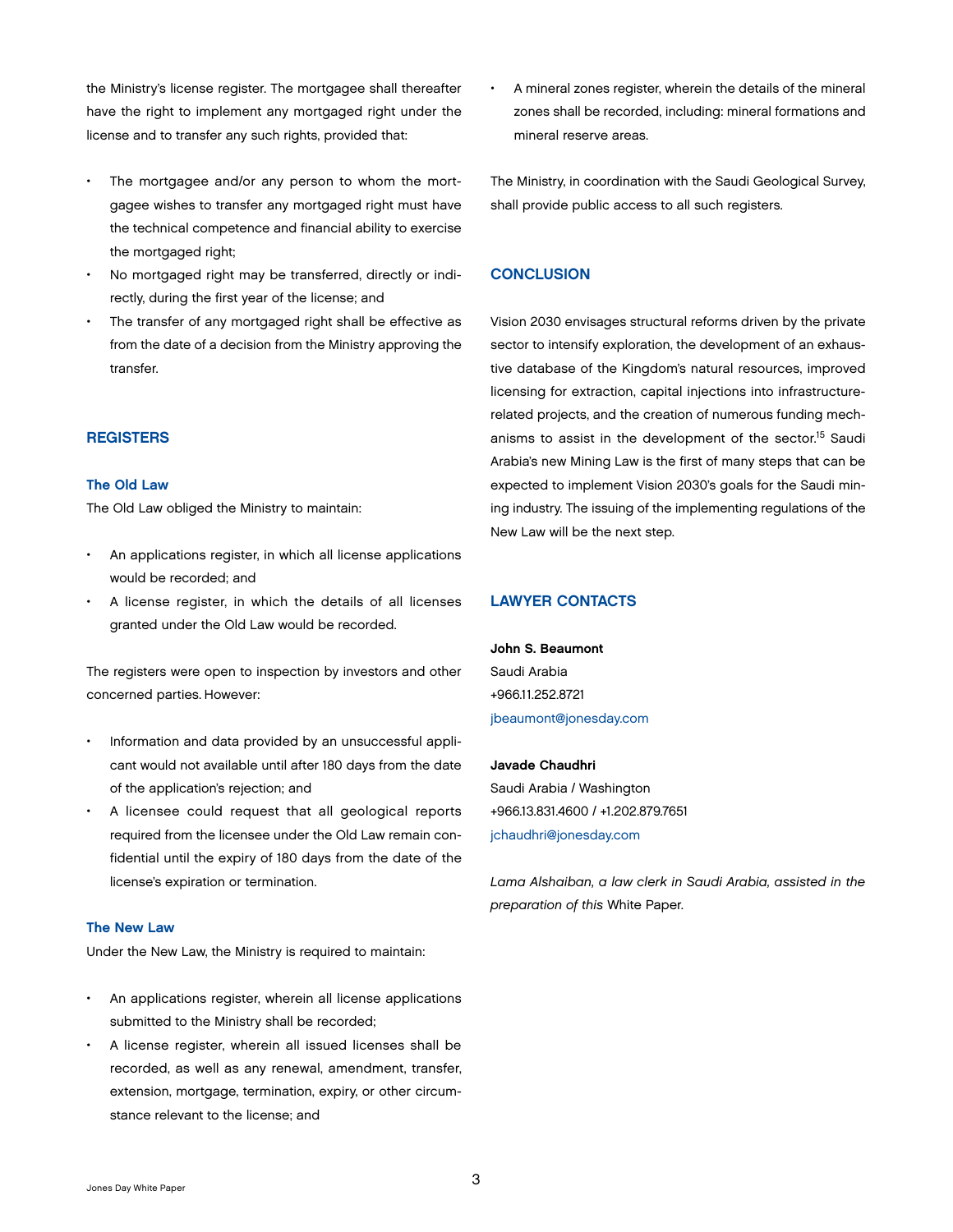the Ministry's license register. The mortgagee shall thereafter have the right to implement any mortgaged right under the license and to transfer any such rights, provided that:

- The mortgagee and/or any person to whom the mortgagee wishes to transfer any mortgaged right must have the technical competence and financial ability to exercise the mortgaged right;
- No mortgaged right may be transferred, directly or indirectly, during the first year of the license; and
- The transfer of any mortgaged right shall be effective as from the date of a decision from the Ministry approving the transfer.

## REGISTERS

### The Old Law

The Old Law obliged the Ministry to maintain:

- An applications register, in which all license applications would be recorded; and
- A license register, in which the details of all licenses granted under the Old Law would be recorded.

The registers were open to inspection by investors and other concerned parties. However:

- Information and data provided by an unsuccessful applicant would not available until after 180 days from the date of the application's rejection; and
- A licensee could request that all geological reports required from the licensee under the Old Law remain confidential until the expiry of 180 days from the date of the license's expiration or termination.

### The New Law

Under the New Law, the Ministry is required to maintain:

- An applications register, wherein all license applications submitted to the Ministry shall be recorded;
- A license register, wherein all issued licenses shall be recorded, as well as any renewal, amendment, transfer, extension, mortgage, termination, expiry, or other circumstance relevant to the license; and
- A mineral zones register, wherein the details of the mineral zones shall be recorded, including: mineral formations and mineral reserve areas.

The Ministry, in coordination with the Saudi Geological Survey, shall provide public access to all such registers.

## CONCLUSION

Vision 2030 envisages structural reforms driven by the private sector to intensify exploration, the development of an exhaustive database of the Kingdom's natural resources, improved licensing for extraction, capital injections into infrastructure-related projects, and the creation of numerous funding mechanisms to assist in the development of the sector.[15] Saudi Arabia's new Mining Law is the first of many steps that can be expected to implement Vision 2030's goals for the Saudi mining industry. The issuing of the implementing regulations of the New Law will be the next step.

## LAWYER CONTACTS

**John S. Beaumont**
Saudi Arabia
+966.11.252.8721
jbeaumont@jonesday.com

**Javade Chaudhri**
Saudi Arabia / Washington
+966.13.831.4600 / +1.202.879.7651
jchaudhri@jonesday.com

*Lama Alshaiban, a law clerk in Saudi Arabia, assisted in the preparation of this* White Paper.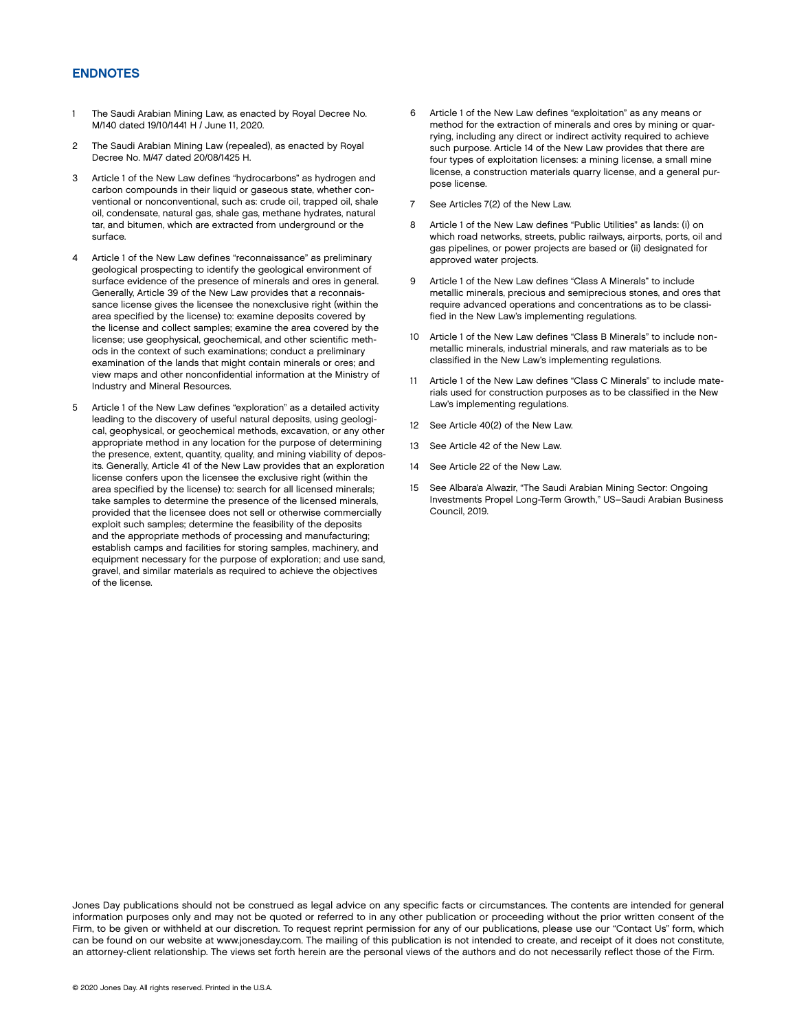## ENDNOTES

1. The Saudi Arabian Mining Law, as enacted by Royal Decree No. M/140 dated 19/10/1441 H / June 11, 2020.

2. The Saudi Arabian Mining Law (repealed), as enacted by Royal Decree No. M/47 dated 20/08/1425 H.

3. Article 1 of the New Law defines "hydrocarbons" as hydrogen and carbon compounds in their liquid or gaseous state, whether conventional or nonconventional, such as: crude oil, trapped oil, shale oil, condensate, natural gas, shale gas, methane hydrates, natural tar, and bitumen, which are extracted from underground or the surface.

4. Article 1 of the New Law defines "reconnaissance" as preliminary geological prospecting to identify the geological environment of surface evidence of the presence of minerals and ores in general. Generally, Article 39 of the New Law provides that a reconnaissance license gives the licensee the nonexclusive right (within the area specified by the license) to: examine deposits covered by the license and collect samples; examine the area covered by the license; use geophysical, geochemical, and other scientific methods in the context of such examinations; conduct a preliminary examination of the lands that might contain minerals or ores; and view maps and other nonconfidential information at the Ministry of Industry and Mineral Resources.

5. Article 1 of the New Law defines "exploration" as a detailed activity leading to the discovery of useful natural deposits, using geological, geophysical, or geochemical methods, excavation, or any other appropriate method in any location for the purpose of determining the presence, extent, quantity, quality, and mining viability of deposits. Generally, Article 41 of the New Law provides that an exploration license confers upon the licensee the exclusive right (within the area specified by the license) to: search for all licensed minerals; take samples to determine the presence of the licensed minerals, provided that the licensee does not sell or otherwise commercially exploit such samples; determine the feasibility of the deposits and the appropriate methods of processing and manufacturing; establish camps and facilities for storing samples, machinery, and equipment necessary for the purpose of exploration; and use sand, gravel, and similar materials as required to achieve the objectives of the license.

6. Article 1 of the New Law defines "exploitation" as any means or method for the extraction of minerals and ores by mining or quarrying, including any direct or indirect activity required to achieve such purpose. Article 14 of the New Law provides that there are four types of exploitation licenses: a mining license, a small mine license, a construction materials quarry license, and a general purpose license.

7. See Articles 7(2) of the New Law.

8. Article 1 of the New Law defines "Public Utilities" as lands: (i) on which road networks, streets, public railways, airports, ports, oil and gas pipelines, or power projects are based or (ii) designated for approved water projects.

9. Article 1 of the New Law defines "Class A Minerals" to include metallic minerals, precious and semiprecious stones, and ores that require advanced operations and concentrations as to be classified in the New Law's implementing regulations.

10. Article 1 of the New Law defines "Class B Minerals" to include nonmetallic minerals, industrial minerals, and raw materials as to be classified in the New Law's implementing regulations.

11. Article 1 of the New Law defines "Class C Minerals" to include materials used for construction purposes as to be classified in the New Law's implementing regulations.

12. See Article 40(2) of the New Law.

13. See Article 42 of the New Law.

14. See Article 22 of the New Law.

15. See Albara'a Alwazir, "The Saudi Arabian Mining Sector: Ongoing Investments Propel Long-Term Growth," US–Saudi Arabian Business Council, 2019.

Jones Day publications should not be construed as legal advice on any specific facts or circumstances. The contents are intended for general information purposes only and may not be quoted or referred to in any other publication or proceeding without the prior written consent of the Firm, to be given or withheld at our discretion. To request reprint permission for any of our publications, please use our "Contact Us" form, which can be found on our website at www.jonesday.com. The mailing of this publication is not intended to create, and receipt of it does not constitute, an attorney-client relationship. The views set forth herein are the personal views of the authors and do not necessarily reflect those of the Firm.

© 2020 Jones Day. All rights reserved. Printed in the U.S.A.